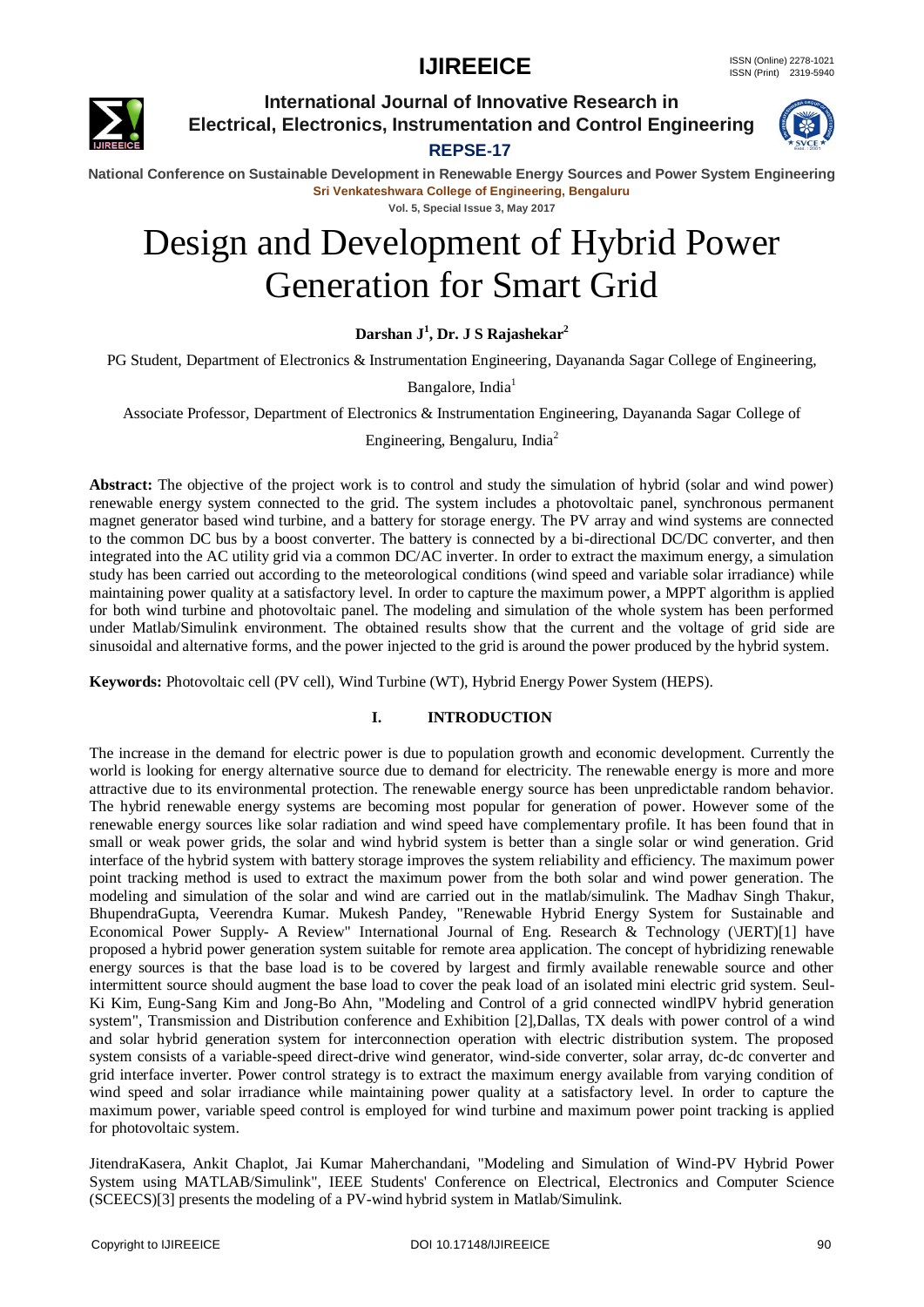# Design and Development of Hybrid Power Generation for Smart Grid

**Darshan J[1], Dr. J S Rajashekar[2]**

PG Student, Department of Electronics & Instrumentation Engineering, Dayananda Sagar College of Engineering, Bangalore, India[1]

Associate Professor, Department of Electronics & Instrumentation Engineering, Dayananda Sagar College of Engineering, Bengaluru, India[2]

**Abstract:** The objective of the project work is to control and study the simulation of hybrid (solar and wind power) renewable energy system connected to the grid. The system includes a photovoltaic panel, synchronous permanent magnet generator based wind turbine, and a battery for storage energy. The PV array and wind systems are connected to the common DC bus by a boost converter. The battery is connected by a bi-directional DC/DC converter, and then integrated into the AC utility grid via a common DC/AC inverter. In order to extract the maximum energy, a simulation study has been carried out according to the meteorological conditions (wind speed and variable solar irradiance) while maintaining power quality at a satisfactory level. In order to capture the maximum power, a MPPT algorithm is applied for both wind turbine and photovoltaic panel. The modeling and simulation of the whole system has been performed under Matlab/Simulink environment. The obtained results show that the current and the voltage of grid side are sinusoidal and alternative forms, and the power injected to the grid is around the power produced by the hybrid system.

**Keywords:** Photovoltaic cell (PV cell), Wind Turbine (WT), Hybrid Energy Power System (HEPS).

## I. INTRODUCTION

The increase in the demand for electric power is due to population growth and economic development. Currently the world is looking for energy alternative source due to demand for electricity. The renewable energy is more and more attractive due to its environmental protection. The renewable energy source has been unpredictable random behavior. The hybrid renewable energy systems are becoming most popular for generation of power. However some of the renewable energy sources like solar radiation and wind speed have complementary profile. It has been found that in small or weak power grids, the solar and wind hybrid system is better than a single solar or wind generation. Grid interface of the hybrid system with battery storage improves the system reliability and efficiency. The maximum power point tracking method is used to extract the maximum power from the both solar and wind power generation. The modeling and simulation of the solar and wind are carried out in the matlab/simulink. The Madhav Singh Thakur, BhupendraGupta, Veerendra Kumar. Mukesh Pandey, "Renewable Hybrid Energy System for Sustainable and Economical Power Supply- A Review" International Journal of Eng. Research & Technology (\JERT)[1] have proposed a hybrid power generation system suitable for remote area application. The concept of hybridizing renewable energy sources is that the base load is to be covered by largest and firmly available renewable source and other intermittent source should augment the base load to cover the peak load of an isolated mini electric grid system. Seul-Ki Kim, Eung-Sang Kim and Jong-Bo Ahn, "Modeling and Control of a grid connected windlPV hybrid generation system", Transmission and Distribution conference and Exhibition [2],Dallas, TX deals with power control of a wind and solar hybrid generation system for interconnection operation with electric distribution system. The proposed system consists of a variable-speed direct-drive wind generator, wind-side converter, solar array, dc-dc converter and grid interface inverter. Power control strategy is to extract the maximum energy available from varying condition of wind speed and solar irradiance while maintaining power quality at a satisfactory level. In order to capture the maximum power, variable speed control is employed for wind turbine and maximum power point tracking is applied for photovoltaic system.

JitendraKasera, Ankit Chaplot, Jai Kumar Maherchandani, "Modeling and Simulation of Wind-PV Hybrid Power System using MATLAB/Simulink", IEEE Students' Conference on Electrical, Electronics and Computer Science (SCEECS)[3] presents the modeling of a PV-wind hybrid system in Matlab/Simulink.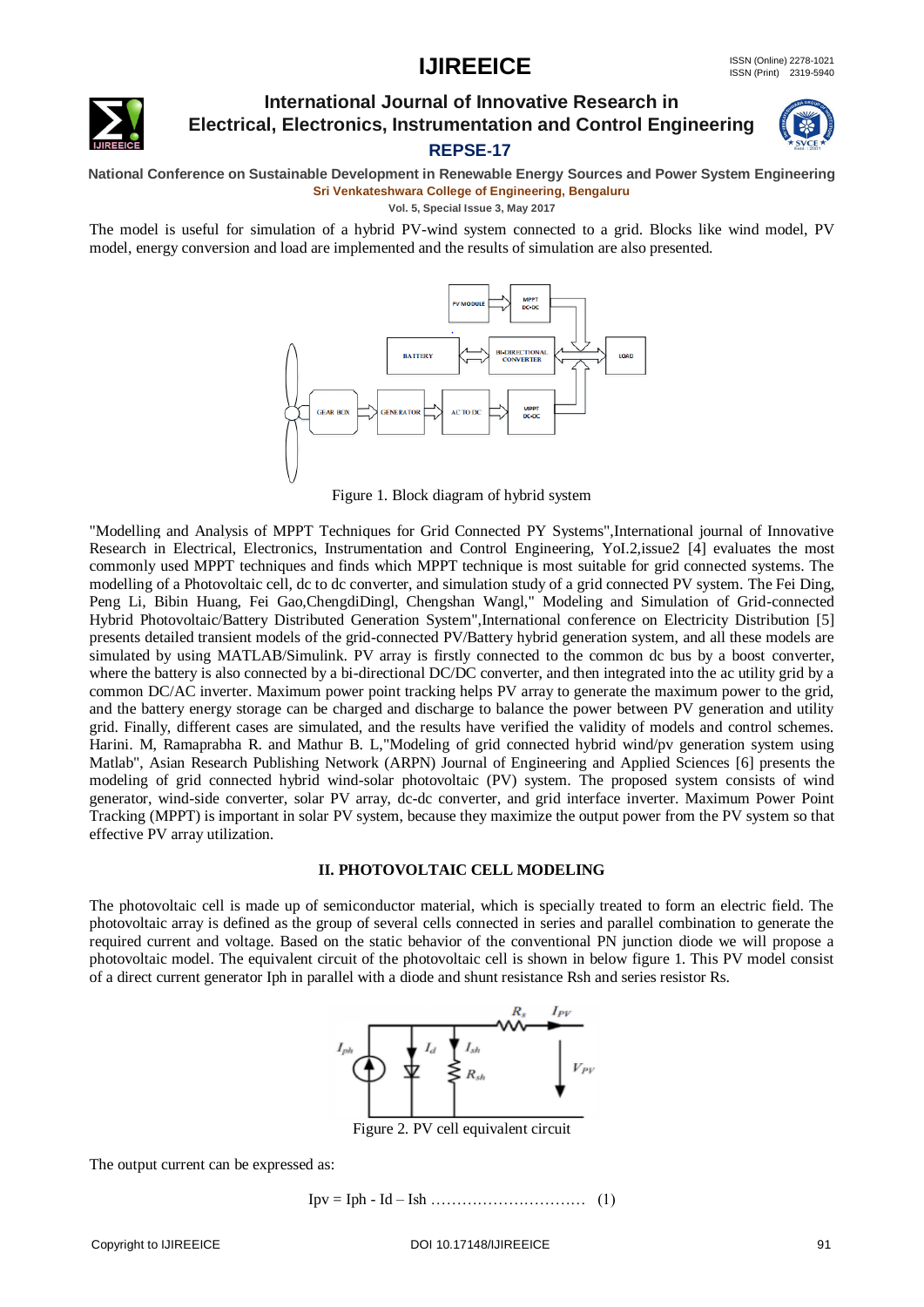The model is useful for simulation of a hybrid PV-wind system connected to a grid. Blocks like wind model, PV model, energy conversion and load are implemented and the results of simulation are also presented.

Figure 1. Block diagram of hybrid system

"Modelling and Analysis of MPPT Techniques for Grid Connected PY Systems",International journal of Innovative Research in Electrical, Electronics, Instrumentation and Control Engineering, YoI.2,issue2 [4] evaluates the most commonly used MPPT techniques and finds which MPPT technique is most suitable for grid connected systems. The modelling of a Photovoltaic cell, dc to dc converter, and simulation study of a grid connected PV system. The Fei Ding, Peng Li, Bibin Huang, Fei Gao,ChengdiDingl, Chengshan Wangl," Modeling and Simulation of Grid-connected Hybrid Photovoltaic/Battery Distributed Generation System",International conference on Electricity Distribution [5] presents detailed transient models of the grid-connected PV/Battery hybrid generation system, and all these models are simulated by using MATLAB/Simulink. PV array is firstly connected to the common dc bus by a boost converter, where the battery is also connected by a bi-directional DC/DC converter, and then integrated into the ac utility grid by a common DC/AC inverter. Maximum power point tracking helps PV array to generate the maximum power to the grid, and the battery energy storage can be charged and discharge to balance the power between PV generation and utility grid. Finally, different cases are simulated, and the results have verified the validity of models and control schemes. Harini. M, Ramaprabha R. and Mathur B. L,"Modeling of grid connected hybrid wind/pv generation system using Matlab", Asian Research Publishing Network (ARPN) Journal of Engineering and Applied Sciences [6] presents the modeling of grid connected hybrid wind-solar photovoltaic (PV) system. The proposed system consists of wind generator, wind-side converter, solar PV array, dc-dc converter, and grid interface inverter. Maximum Power Point Tracking (MPPT) is important in solar PV system, because they maximize the output power from the PV system so that effective PV array utilization.

## II. PHOTOVOLTAIC CELL MODELING

The photovoltaic cell is made up of semiconductor material, which is specially treated to form an electric field. The photovoltaic array is defined as the group of several cells connected in series and parallel combination to generate the required current and voltage. Based on the static behavior of the conventional PN junction diode we will propose a photovoltaic model. The equivalent circuit of the photovoltaic cell is shown in below figure 1. This PV model consist of a direct current generator Iph in parallel with a diode and shunt resistance Rsh and series resistor Rs.

Figure 2. PV cell equivalent circuit

The output current can be expressed as:

$$I_{pv} = I_{ph} - I_d - I_{sh} \quad \ldots\ldots\ldots\ldots\ldots\ldots\ldots\ldots \quad (1)$$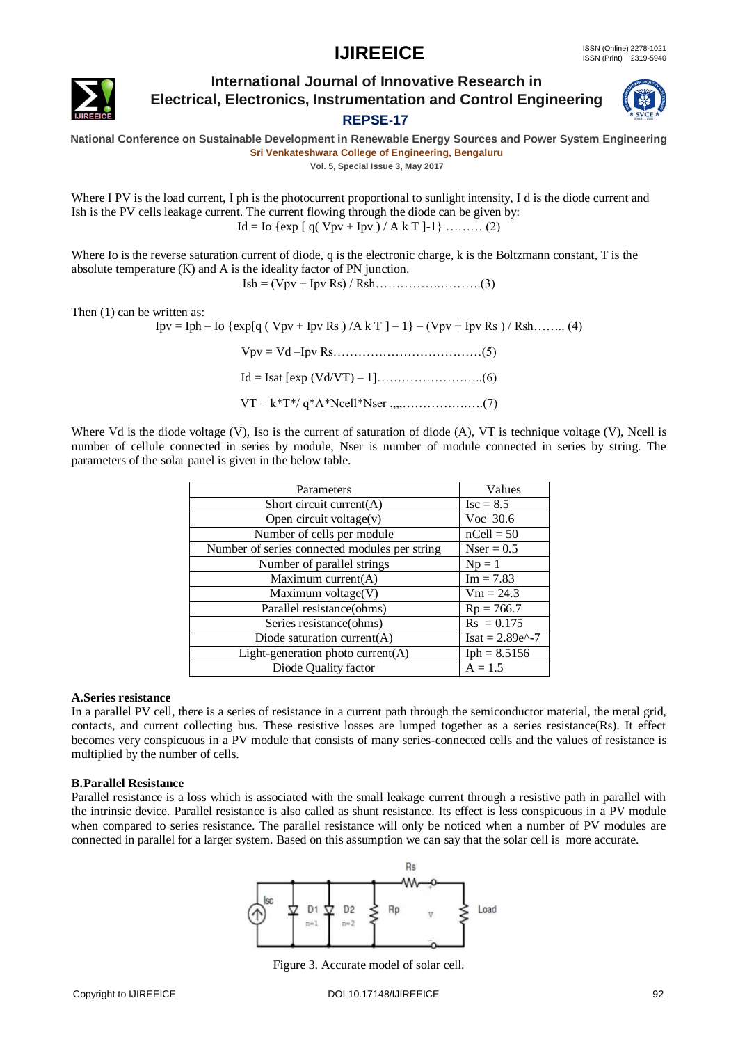Where I PV is the load current, I ph is the photocurrent proportional to sunlight intensity, I d is the diode current and Ish is the PV cells leakage current. The current flowing through the diode can be given by:

$$Id = Io \{\exp [ q( Vpv + Ipv ) / A k T ]-1\} \quad \text{……… (2)}$$

Where Io is the reverse saturation current of diode, q is the electronic charge, k is the Boltzmann constant, T is the absolute temperature (K) and A is the ideality factor of PN junction.

$$Ish = (Vpv + Ipv\, Rs) / Rsh \quad \text{……………..……….(3)}$$

Then (1) can be written as:

$$Ipv = Iph – Io \{\exp[q ( Vpv + Ipv\, Rs ) /A k T ] – 1\} – (Vpv + Ipv\, Rs ) / Rsh \quad \text{…….. (4)}$$

$$Vpv = Vd –Ipv\, Rs \quad \text{………………………………(5)}$$

$$Id = Isat [\exp (Vd/VT) – 1] \quad \text{……………………..(6)}$$

$$VT = k*T*/ q*A*Ncell*Nser \quad \text{,,,,………………..(7)}$$

Where Vd is the diode voltage (V), Iso is the current of saturation of diode (A), VT is technique voltage (V), Ncell is number of cellule connected in series by module, Nser is number of module connected in series by string. The parameters of the solar panel is given in the below table.

| Parameters | Values |
|---|---|
| Short circuit current(A) | Isc = 8.5 |
| Open circuit voltage(v) | Voc 30.6 |
| Number of cells per module | nCell = 50 |
| Number of series connected modules per string | Nser = 0.5 |
| Number of parallel strings | Np = 1 |
| Maximum current(A) | Im = 7.83 |
| Maximum voltage(V) | Vm = 24.3 |
| Parallel resistance(ohms) | Rp = 766.7 |
| Series resistance(ohms) | Rs = 0.175 |
| Diode saturation current(A) | Isat = 2.89e^-7 |
| Light-generation photo current(A) | Iph = 8.5156 |
| Diode Quality factor | A = 1.5 |

**A.Series resistance**

In a parallel PV cell, there is a series of resistance in a current path through the semiconductor material, the metal grid, contacts, and current collecting bus. These resistive losses are lumped together as a series resistance(Rs). It effect becomes very conspicuous in a PV module that consists of many series-connected cells and the values of resistance is multiplied by the number of cells.

**B.Parallel Resistance**

Parallel resistance is a loss which is associated with the small leakage current through a resistive path in parallel with the intrinsic device. Parallel resistance is also called as shunt resistance. Its effect is less conspicuous in a PV module when compared to series resistance. The parallel resistance will only be noticed when a number of PV modules are connected in parallel for a larger system. Based on this assumption we can say that the solar cell is more accurate.

Figure 3. Accurate model of solar cell.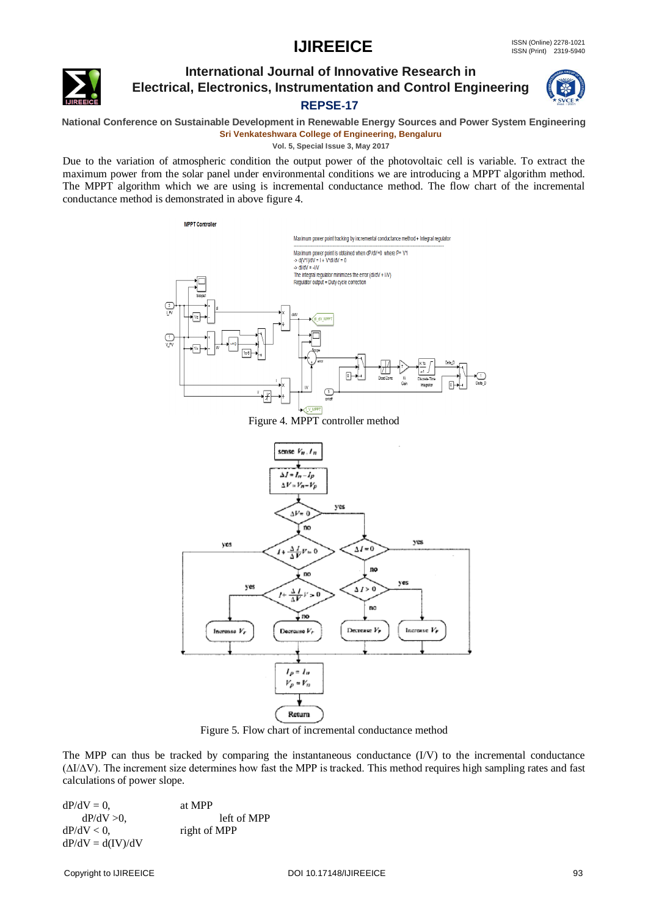Due to the variation of atmospheric condition the output power of the photovoltaic cell is variable. To extract the maximum power from the solar panel under environmental conditions we are introducing a MPPT algorithm method. The MPPT algorithm which we are using is incremental conductance method. The flow chart of the incremental conductance method is demonstrated in above figure 4.

Figure 4. MPPT controller method

Figure 5. Flow chart of incremental conductance method

The MPP can thus be tracked by comparing the instantaneous conductance (I/V) to the incremental conductance (ΔI/ΔV). The increment size determines how fast the MPP is tracked. This method requires high sampling rates and fast calculations of power slope.

$dP/dV = 0$, at MPP

$dP/dV > 0$, left of MPP

$dP/dV < 0$, right of MPP

$dP/dV = d(IV)/dV$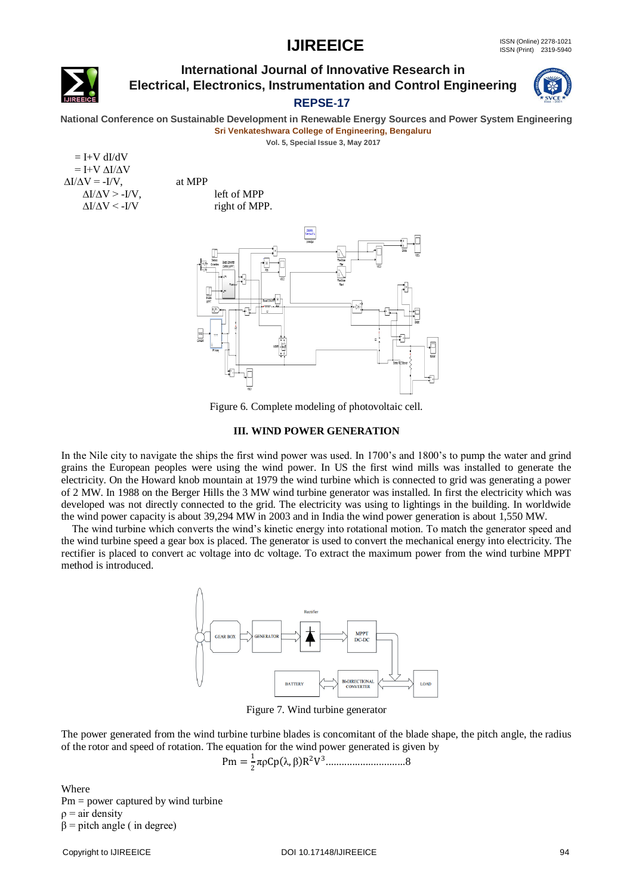$= I + V\, dI/dV$

$= I + V\, \Delta I/\Delta V$

$\Delta I/\Delta V = -I/V$, at MPP

$\Delta I/\Delta V > -I/V$, left of MPP

$\Delta I/\Delta V < -I/V$ right of MPP.

Figure 6. Complete modeling of photovoltaic cell.

## III. WIND POWER GENERATION

In the Nile city to navigate the ships the first wind power was used. In 1700's and 1800's to pump the water and grind grains the European peoples were using the wind power. In US the first wind mills was installed to generate the electricity. On the Howard knob mountain at 1979 the wind turbine which is connected to grid was generating a power of 2 MW. In 1988 on the Berger Hills the 3 MW wind turbine generator was installed. In first the electricity which was developed was not directly connected to the grid. The electricity was using to lightings in the building. In worldwide the wind power capacity is about 39,294 MW in 2003 and in India the wind power generation is about 1,550 MW.

The wind turbine which converts the wind's kinetic energy into rotational motion. To match the generator speed and the wind turbine speed a gear box is placed. The generator is used to convert the mechanical energy into electricity. The rectifier is placed to convert ac voltage into dc voltage. To extract the maximum power from the wind turbine MPPT method is introduced.

Figure 7. Wind turbine generator

The power generated from the wind turbine turbine blades is concomitant of the blade shape, the pitch angle, the radius of the rotor and speed of rotation. The equation for the wind power generated is given by

$$Pm = \frac{1}{2}\pi\rho Cp(\lambda, \beta)R^2V^3 \quad \text{..............................8}$$

Where

Pm = power captured by wind turbine

$\rho$ = air density

$\beta$ = pitch angle ( in degree)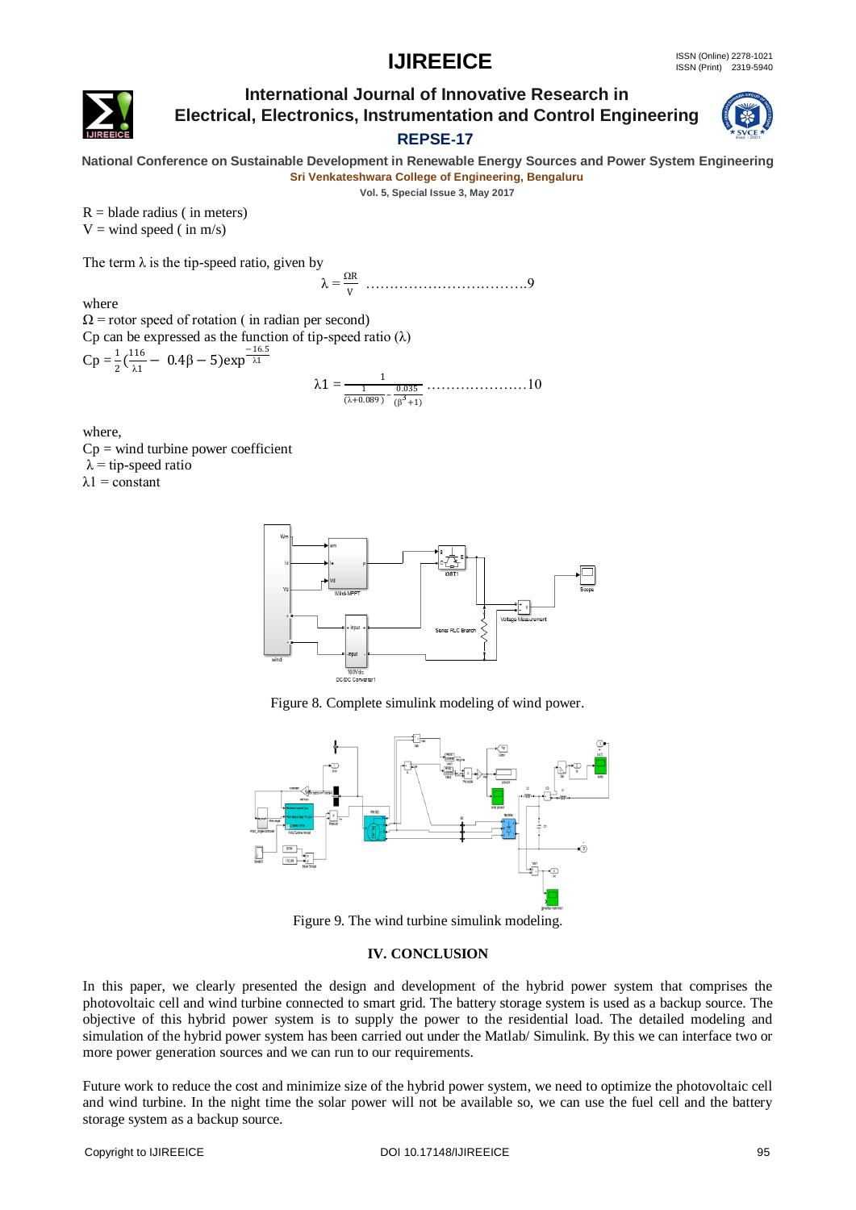R = blade radius ( in meters)
V = wind speed ( in m/s)

The term λ is the tip-speed ratio, given by

$$\lambda = \frac{\Omega R}{V} \quad \ldots\ldots\ldots\ldots\ldots\ldots\ldots\ldots\ldots 9$$

where
Ω = rotor speed of rotation ( in radian per second)
Cp can be expressed as the function of tip-speed ratio (λ)

$$Cp = \frac{1}{2}\left(\frac{116}{\lambda 1} - 0.4\beta - 5\right)\exp^{\frac{-16.5}{\lambda 1}}$$

$$\lambda 1 = \frac{1}{\frac{1}{(\lambda+0.089)} - \frac{0.035}{(\beta^3+1)}} \quad \ldots\ldots\ldots\ldots\ldots\ldots 10$$

where,
Cp = wind turbine power coefficient
λ = tip-speed ratio
λ1 = constant

Figure 8. Complete simulink modeling of wind power.

Figure 9. The wind turbine simulink modeling.

## IV. CONCLUSION

In this paper, we clearly presented the design and development of the hybrid power system that comprises the photovoltaic cell and wind turbine connected to smart grid. The battery storage system is used as a backup source. The objective of this hybrid power system is to supply the power to the residential load. The detailed modeling and simulation of the hybrid power system has been carried out under the Matlab/ Simulink. By this we can interface two or more power generation sources and we can run to our requirements.

Future work to reduce the cost and minimize size of the hybrid power system, we need to optimize the photovoltaic cell and wind turbine. In the night time the solar power will not be available so, we can use the fuel cell and the battery storage system as a backup source.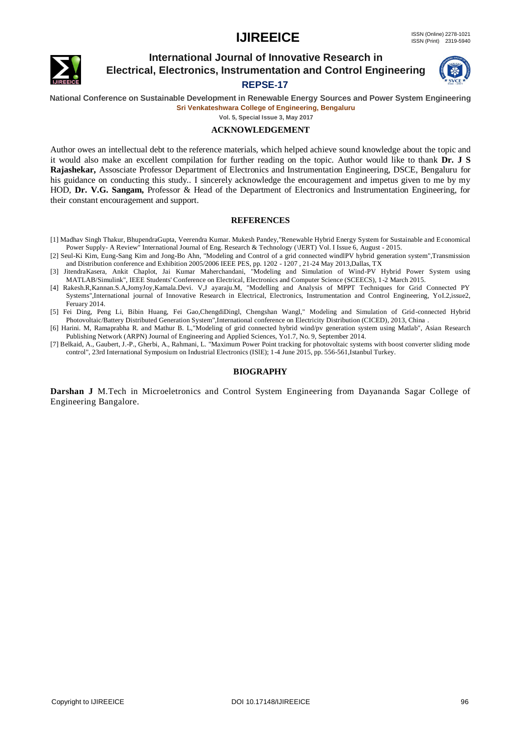## ACKNOWLEDGEMENT

Author owes an intellectual debt to the reference materials, which helped achieve sound knowledge about the topic and it would also make an excellent compilation for further reading on the topic. Author would like to thank **Dr. J S Rajashekar,** Assosciate Professor Department of Electronics and Instrumentation Engineering, DSCE, Bengaluru for his guidance on conducting this study.. I sincerely acknowledge the encouragement and impetus given to me by my HOD, **Dr. V.G. Sangam,** Professor & Head of the Department of Electronics and Instrumentation Engineering, for their constant encouragement and support.

## REFERENCES

[1] Madhav Singh Thakur, BhupendraGupta, Veerendra Kumar. Mukesh Pandey,"Renewable Hybrid Energy System for Sustainable and Economical Power Supply- A Review" International Journal of Eng. Research & Technology (\JERT) Vol. I Issue 6, August - 2015.

[2] Seul-Ki Kim, Eung-Sang Kim and Jong-Bo Ahn, "Modeling and Control of a grid connected windlPV hybrid generation system",Transmission and Distribution conference and Exhibition 2005/2006 IEEE PES, pp. 1202 - 1207 , 21-24 May 2013,Dallas, TX

[3] JitendraKasera, Ankit Chaplot, Jai Kumar Maherchandani, "Modeling and Simulation of Wind-PV Hybrid Power System using MATLAB/Simulink", IEEE Students' Conference on Electrical, Electronics and Computer Science (SCEECS), 1-2 March 2015.

[4] Rakesh.R,Kannan.S.A,JomyJoy,Kamala.Devi. V,J ayaraju.M, "Modelling and Analysis of MPPT Techniques for Grid Connected PY Systems",International journal of Innovative Research in Electrical, Electronics, Instrumentation and Control Engineering, YoI.2,issue2, Feruary 2014.

[5] Fei Ding, Peng Li, Bibin Huang, Fei Gao,ChengdiDingl, Chengshan Wangl," Modeling and Simulation of Grid-connected Hybrid Photovoltaic/Battery Distributed Generation System",International conference on Electricity Distribution (CICED), 2013, China .

[6] Harini. M, Ramaprabha R. and Mathur B. L,"Modeling of grid connected hybrid wind/pv generation system using Matlab", Asian Research Publishing Network (ARPN) Journal of Engineering and Applied Sciences, Yo1.7, No. 9, September 2014.

[7] Belkaid, A., Gaubert, J.-P., Gherbi, A., Rahmani, L. "Maximum Power Point tracking for photovoltaic systems with boost converter sliding mode control", 23rd International Symposium on Industrial Electronics (ISlE); 1-4 June 2015, pp. 556-561,Istanbul Turkey.

## BIOGRAPHY

**Darshan J** M.Tech in Microeletronics and Control System Engineering from Dayananda Sagar College of Engineering Bangalore.